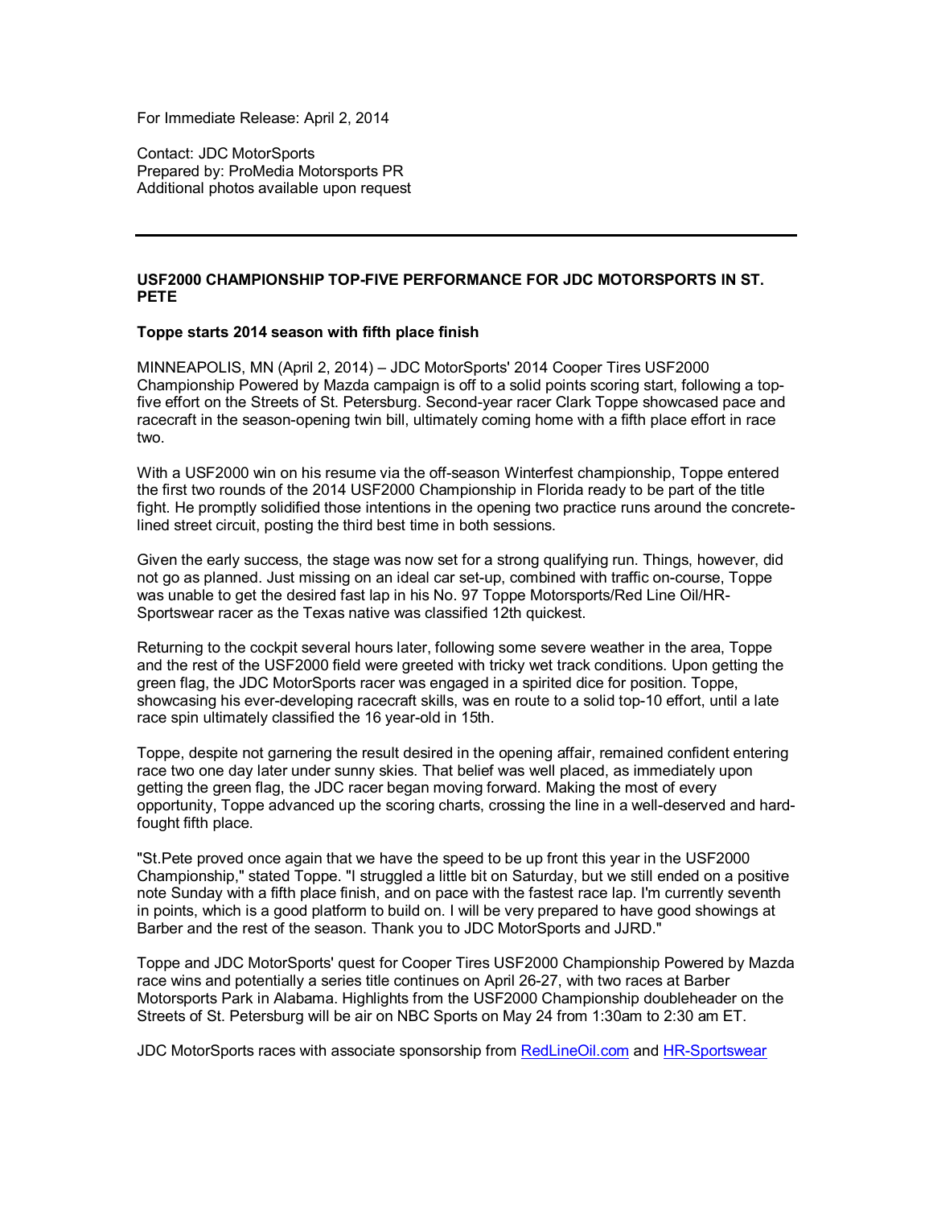For Immediate Release: April 2, 2014

Contact: JDC MotorSports
Prepared by: ProMedia Motorsports PR
Additional photos available upon request

---

**USF2000 CHAMPIONSHIP TOP-FIVE PERFORMANCE FOR JDC MOTORSPORTS IN ST. PETE**

**Toppe starts 2014 season with fifth place finish**

MINNEAPOLIS, MN (April 2, 2014) – JDC MotorSports' 2014 Cooper Tires USF2000 Championship Powered by Mazda campaign is off to a solid points scoring start, following a top-five effort on the Streets of St. Petersburg. Second-year racer Clark Toppe showcased pace and racecraft in the season-opening twin bill, ultimately coming home with a fifth place effort in race two.

With a USF2000 win on his resume via the off-season Winterfest championship, Toppe entered the first two rounds of the 2014 USF2000 Championship in Florida ready to be part of the title fight. He promptly solidified those intentions in the opening two practice runs around the concrete-lined street circuit, posting the third best time in both sessions.

Given the early success, the stage was now set for a strong qualifying run. Things, however, did not go as planned. Just missing on an ideal car set-up, combined with traffic on-course, Toppe was unable to get the desired fast lap in his No. 97 Toppe Motorsports/Red Line Oil/HR-Sportswear racer as the Texas native was classified 12th quickest.

Returning to the cockpit several hours later, following some severe weather in the area, Toppe and the rest of the USF2000 field were greeted with tricky wet track conditions. Upon getting the green flag, the JDC MotorSports racer was engaged in a spirited dice for position. Toppe, showcasing his ever-developing racecraft skills, was en route to a solid top-10 effort, until a late race spin ultimately classified the 16 year-old in 15th.

Toppe, despite not garnering the result desired in the opening affair, remained confident entering race two one day later under sunny skies. That belief was well placed, as immediately upon getting the green flag, the JDC racer began moving forward. Making the most of every opportunity, Toppe advanced up the scoring charts, crossing the line in a well-deserved and hard-fought fifth place.

"St.Pete proved once again that we have the speed to be up front this year in the USF2000 Championship," stated Toppe. "I struggled a little bit on Saturday, but we still ended on a positive note Sunday with a fifth place finish, and on pace with the fastest race lap. I'm currently seventh in points, which is a good platform to build on. I will be very prepared to have good showings at Barber and the rest of the season. Thank you to JDC MotorSports and JJRD."

Toppe and JDC MotorSports' quest for Cooper Tires USF2000 Championship Powered by Mazda race wins and potentially a series title continues on April 26-27, with two races at Barber Motorsports Park in Alabama. Highlights from the USF2000 Championship doubleheader on the Streets of St. Petersburg will be air on NBC Sports on May 24 from 1:30am to 2:30 am ET.

JDC MotorSports races with associate sponsorship from RedLineOil.com and HR-Sportswear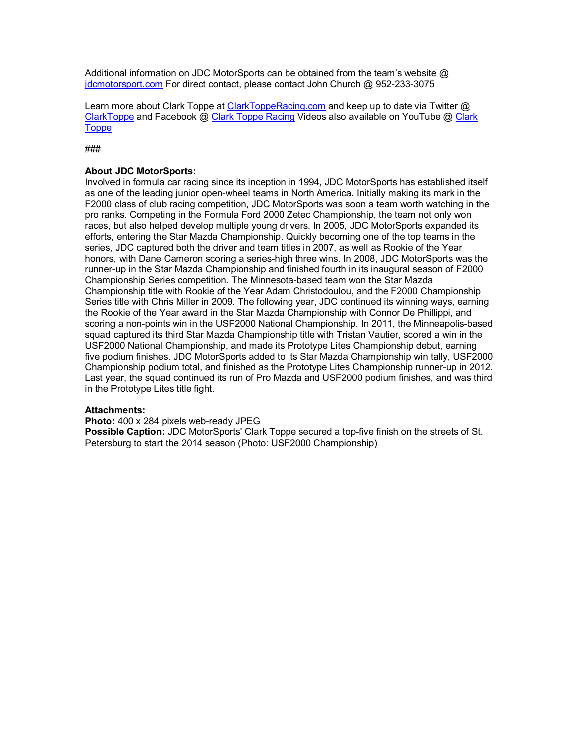Additional information on JDC MotorSports can be obtained from the team's website @ jdcmotorsport.com For direct contact, please contact John Church @ 952-233-3075

Learn more about Clark Toppe at ClarkToppeRacing.com and keep up to date via Twitter @ ClarkToppe and Facebook @ Clark Toppe Racing Videos also available on YouTube @ Clark Toppe

###

**About JDC MotorSports:**
Involved in formula car racing since its inception in 1994, JDC MotorSports has established itself as one of the leading junior open-wheel teams in North America. Initially making its mark in the F2000 class of club racing competition, JDC MotorSports was soon a team worth watching in the pro ranks. Competing in the Formula Ford 2000 Zetec Championship, the team not only won races, but also helped develop multiple young drivers. In 2005, JDC MotorSports expanded its efforts, entering the Star Mazda Championship. Quickly becoming one of the top teams in the series, JDC captured both the driver and team titles in 2007, as well as Rookie of the Year honors, with Dane Cameron scoring a series-high three wins. In 2008, JDC MotorSports was the runner-up in the Star Mazda Championship and finished fourth in its inaugural season of F2000 Championship Series competition. The Minnesota-based team won the Star Mazda Championship title with Rookie of the Year Adam Christodoulou, and the F2000 Championship Series title with Chris Miller in 2009. The following year, JDC continued its winning ways, earning the Rookie of the Year award in the Star Mazda Championship with Connor De Phillippi, and scoring a non-points win in the USF2000 National Championship. In 2011, the Minneapolis-based squad captured its third Star Mazda Championship title with Tristan Vautier, scored a win in the USF2000 National Championship, and made its Prototype Lites Championship debut, earning five podium finishes. JDC MotorSports added to its Star Mazda Championship win tally, USF2000 Championship podium total, and finished as the Prototype Lites Championship runner-up in 2012. Last year, the squad continued its run of Pro Mazda and USF2000 podium finishes, and was third in the Prototype Lites title fight.

**Attachments:**
**Photo:** 400 x 284 pixels web-ready JPEG
**Possible Caption:** JDC MotorSports' Clark Toppe secured a top-five finish on the streets of St. Petersburg to start the 2014 season (Photo: USF2000 Championship)